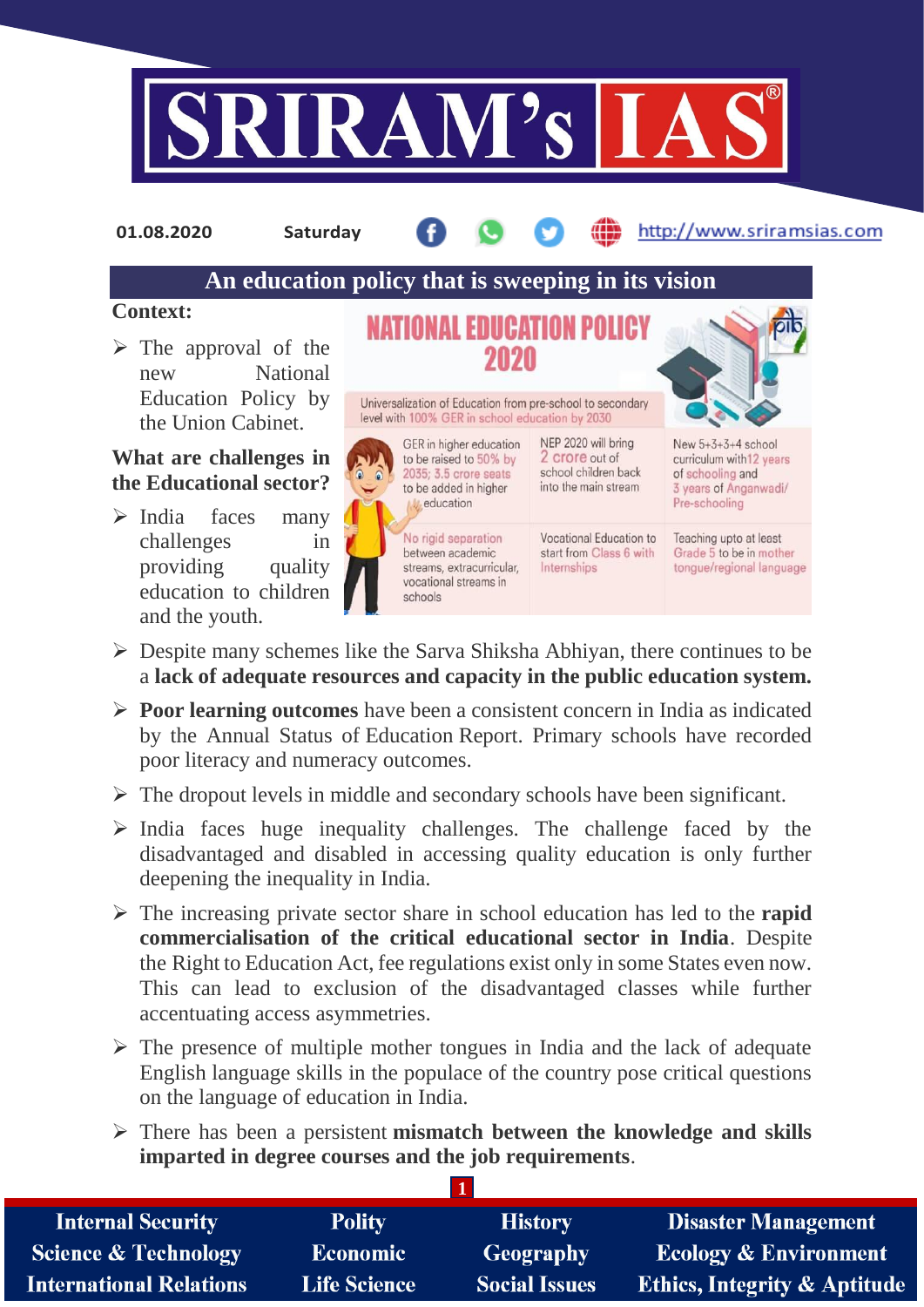01.08.2020 Saturday http://www.sriramsias.com

# An education policy that is sweeping in its vision

**Context:**

- The approval of the new National Education Policy by the Union Cabinet.

**What are challenges in the Educational sector?**

- India faces many challenges in providing quality education to children and the youth.
- Despite many schemes like the Sarva Shiksha Abhiyan, there continues to be a **lack of adequate resources and capacity in the public education system.**
- **Poor learning outcomes** have been a consistent concern in India as indicated by the Annual Status of Education Report. Primary schools have recorded poor literacy and numeracy outcomes.
- The dropout levels in middle and secondary schools have been significant.
- India faces huge inequality challenges. The challenge faced by the disadvantaged and disabled in accessing quality education is only further deepening the inequality in India.
- The increasing private sector share in school education has led to the **rapid commercialisation of the critical educational sector in India**. Despite the Right to Education Act, fee regulations exist only in some States even now. This can lead to exclusion of the disadvantaged classes while further accentuating access asymmetries.
- The presence of multiple mother tongues in India and the lack of adequate English language skills in the populace of the country pose critical questions on the language of education in India.
- There has been a persistent **mismatch between the knowledge and skills imparted in degree courses and the job requirements**.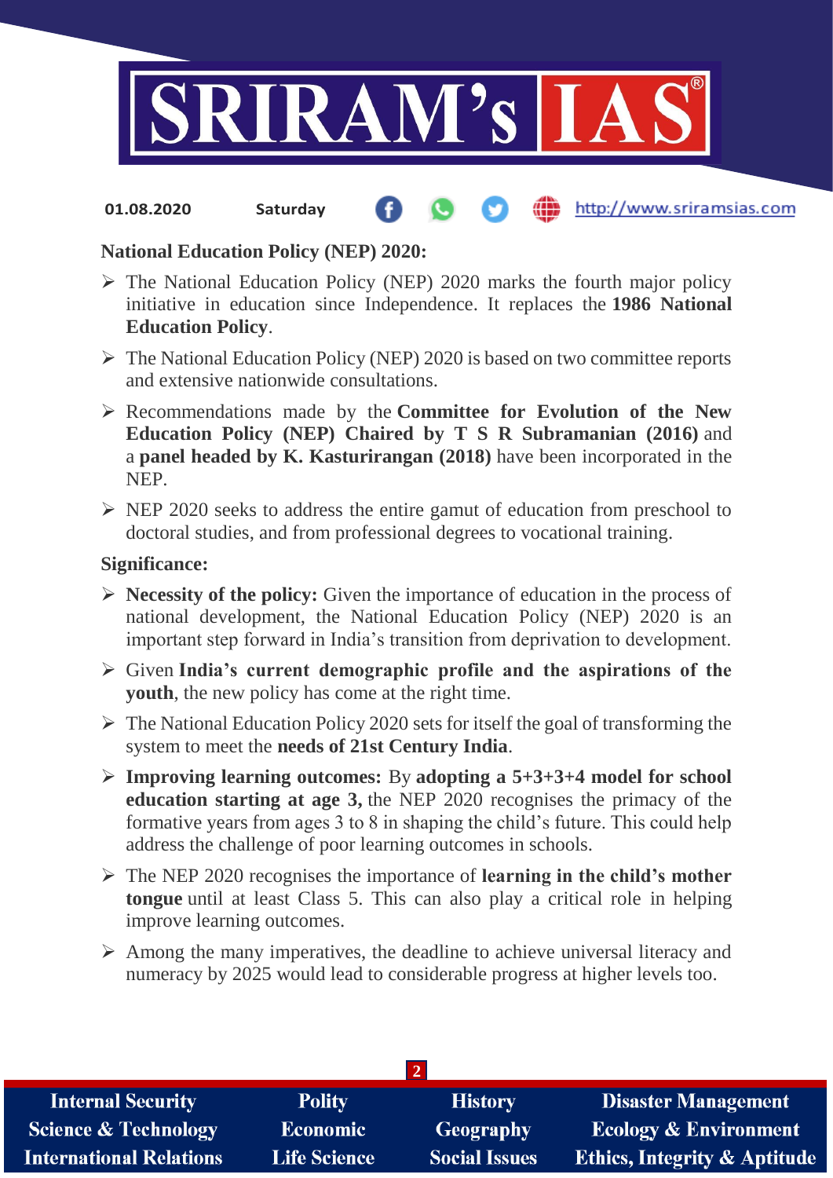**National Education Policy (NEP) 2020:**

- The National Education Policy (NEP) 2020 marks the fourth major policy initiative in education since Independence. It replaces the **1986 National Education Policy**.
- The National Education Policy (NEP) 2020 is based on two committee reports and extensive nationwide consultations.
- Recommendations made by the **Committee for Evolution of the New Education Policy (NEP) Chaired by T S R Subramanian (2016)** and a **panel headed by K. Kasturirangan (2018)** have been incorporated in the NEP.
- NEP 2020 seeks to address the entire gamut of education from preschool to doctoral studies, and from professional degrees to vocational training.

**Significance:**

- **Necessity of the policy:** Given the importance of education in the process of national development, the National Education Policy (NEP) 2020 is an important step forward in India's transition from deprivation to development.
- Given **India's current demographic profile and the aspirations of the youth**, the new policy has come at the right time.
- The National Education Policy 2020 sets for itself the goal of transforming the system to meet the **needs of 21st Century India**.
- **Improving learning outcomes:** By **adopting a 5+3+3+4 model for school education starting at age 3,** the NEP 2020 recognises the primacy of the formative years from ages 3 to 8 in shaping the child's future. This could help address the challenge of poor learning outcomes in schools.
- The NEP 2020 recognises the importance of **learning in the child's mother tongue** until at least Class 5. This can also play a critical role in helping improve learning outcomes.
- Among the many imperatives, the deadline to achieve universal literacy and numeracy by 2025 would lead to considerable progress at higher levels too.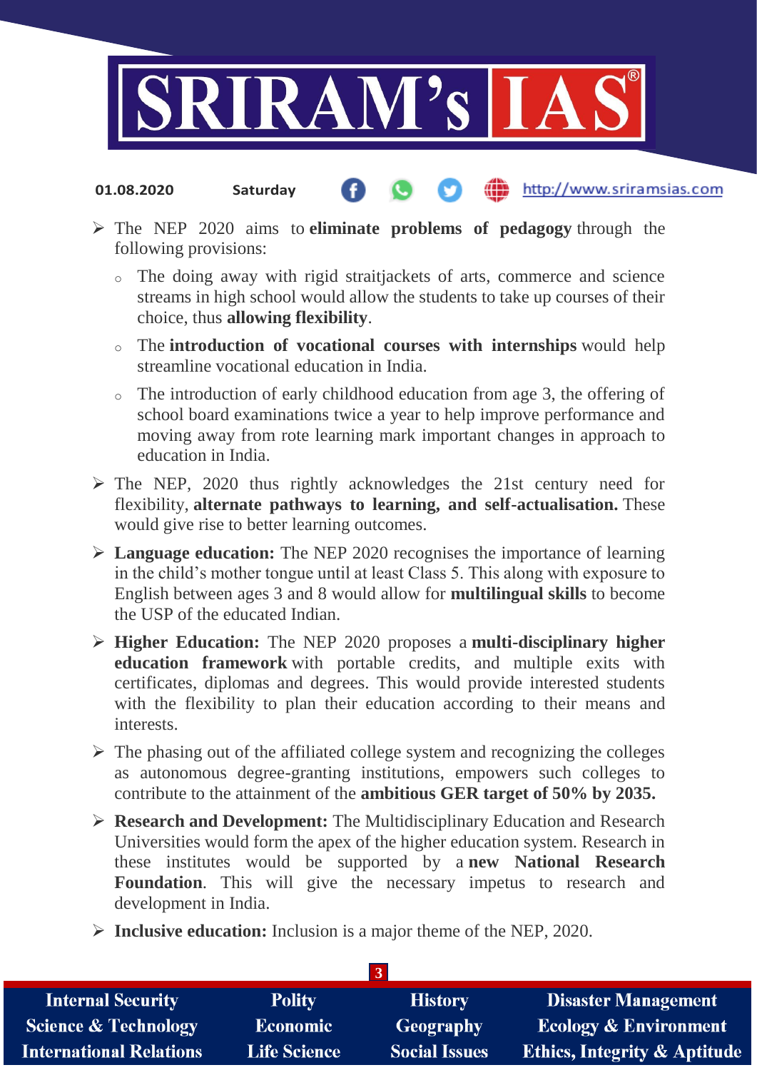- The NEP 2020 aims to **eliminate problems of pedagogy** through the following provisions:
  - The doing away with rigid straitjackets of arts, commerce and science streams in high school would allow the students to take up courses of their choice, thus **allowing flexibility**.
  - The **introduction of vocational courses with internships** would help streamline vocational education in India.
  - The introduction of early childhood education from age 3, the offering of school board examinations twice a year to help improve performance and moving away from rote learning mark important changes in approach to education in India.
- The NEP, 2020 thus rightly acknowledges the 21st century need for flexibility, **alternate pathways to learning, and self-actualisation.** These would give rise to better learning outcomes.
- **Language education:** The NEP 2020 recognises the importance of learning in the child's mother tongue until at least Class 5. This along with exposure to English between ages 3 and 8 would allow for **multilingual skills** to become the USP of the educated Indian.
- **Higher Education:** The NEP 2020 proposes a **multi-disciplinary higher education framework** with portable credits, and multiple exits with certificates, diplomas and degrees. This would provide interested students with the flexibility to plan their education according to their means and interests.
- The phasing out of the affiliated college system and recognizing the colleges as autonomous degree-granting institutions, empowers such colleges to contribute to the attainment of the **ambitious GER target of 50% by 2035.**
- **Research and Development:** The Multidisciplinary Education and Research Universities would form the apex of the higher education system. Research in these institutes would be supported by a **new National Research Foundation**. This will give the necessary impetus to research and development in India.
- **Inclusive education:** Inclusion is a major theme of the NEP, 2020.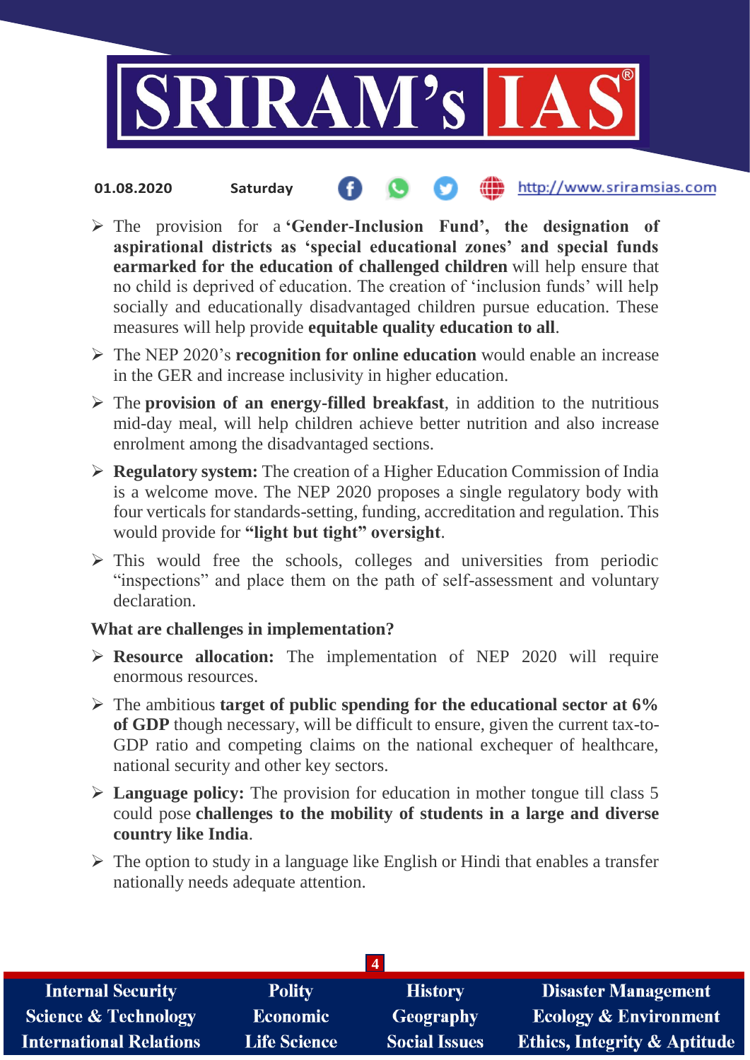- The provision for a **'Gender-Inclusion Fund', the designation of aspirational districts as 'special educational zones' and special funds earmarked for the education of challenged children** will help ensure that no child is deprived of education. The creation of 'inclusion funds' will help socially and educationally disadvantaged children pursue education. These measures will help provide **equitable quality education to all**.
- The NEP 2020's **recognition for online education** would enable an increase in the GER and increase inclusivity in higher education.
- The **provision of an energy-filled breakfast**, in addition to the nutritious mid-day meal, will help children achieve better nutrition and also increase enrolment among the disadvantaged sections.
- **Regulatory system:** The creation of a Higher Education Commission of India is a welcome move. The NEP 2020 proposes a single regulatory body with four verticals for standards-setting, funding, accreditation and regulation. This would provide for **"light but tight" oversight**.
- This would free the schools, colleges and universities from periodic "inspections" and place them on the path of self-assessment and voluntary declaration.

**What are challenges in implementation?**

- **Resource allocation:** The implementation of NEP 2020 will require enormous resources.
- The ambitious **target of public spending for the educational sector at 6% of GDP** though necessary, will be difficult to ensure, given the current tax-to-GDP ratio and competing claims on the national exchequer of healthcare, national security and other key sectors.
- **Language policy:** The provision for education in mother tongue till class 5 could pose **challenges to the mobility of students in a large and diverse country like India**.
- The option to study in a language like English or Hindi that enables a transfer nationally needs adequate attention.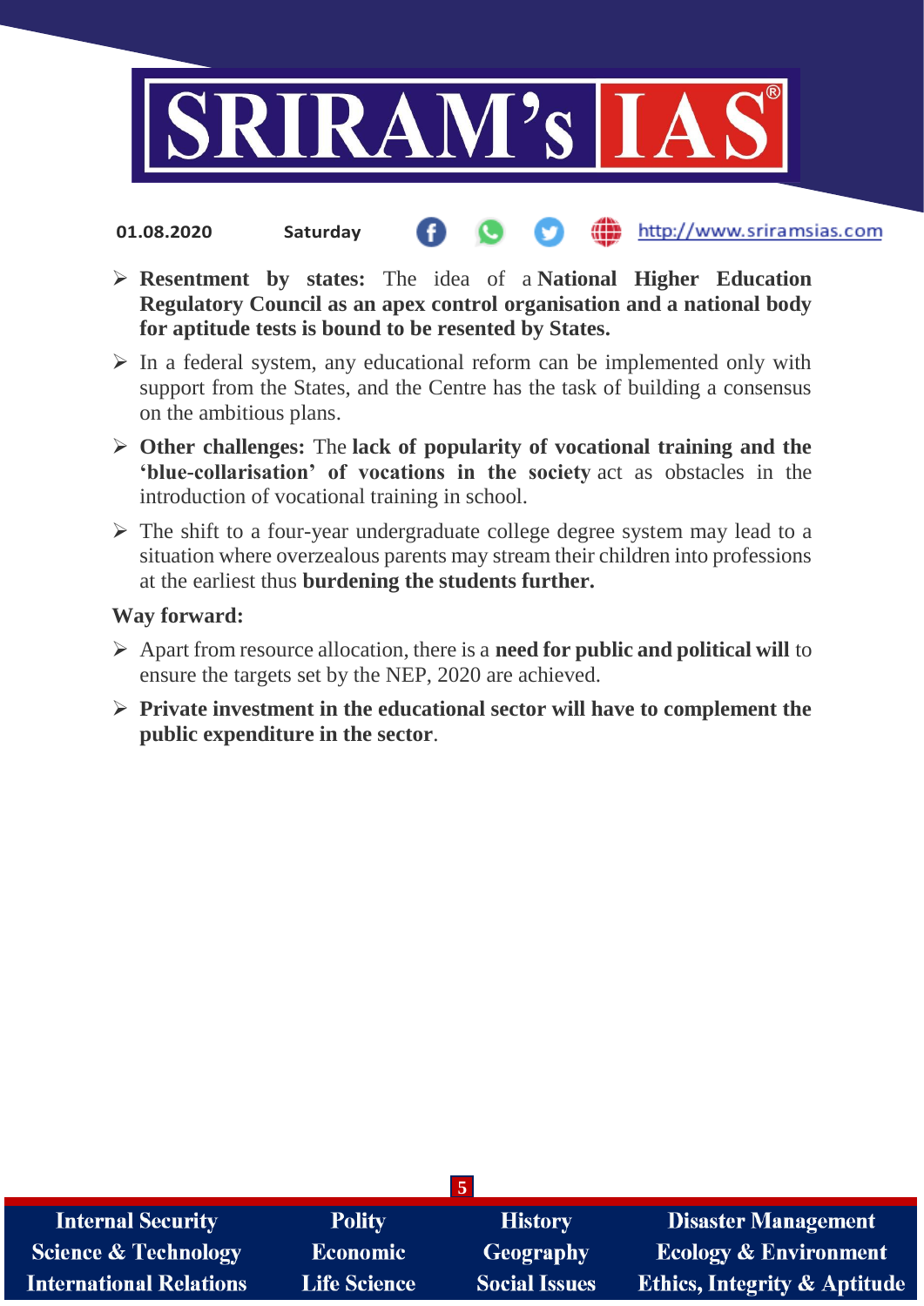- **Resentment by states:** The idea of a **National Higher Education Regulatory Council as an apex control organisation and a national body for aptitude tests is bound to be resented by States.**
- In a federal system, any educational reform can be implemented only with support from the States, and the Centre has the task of building a consensus on the ambitious plans.
- **Other challenges:** The **lack of popularity of vocational training and the 'blue-collarisation' of vocations in the society** act as obstacles in the introduction of vocational training in school.
- The shift to a four-year undergraduate college degree system may lead to a situation where overzealous parents may stream their children into professions at the earliest thus **burdening the students further.**

**Way forward:**

- Apart from resource allocation, there is a **need for public and political will** to ensure the targets set by the NEP, 2020 are achieved.
- **Private investment in the educational sector will have to complement the public expenditure in the sector**.